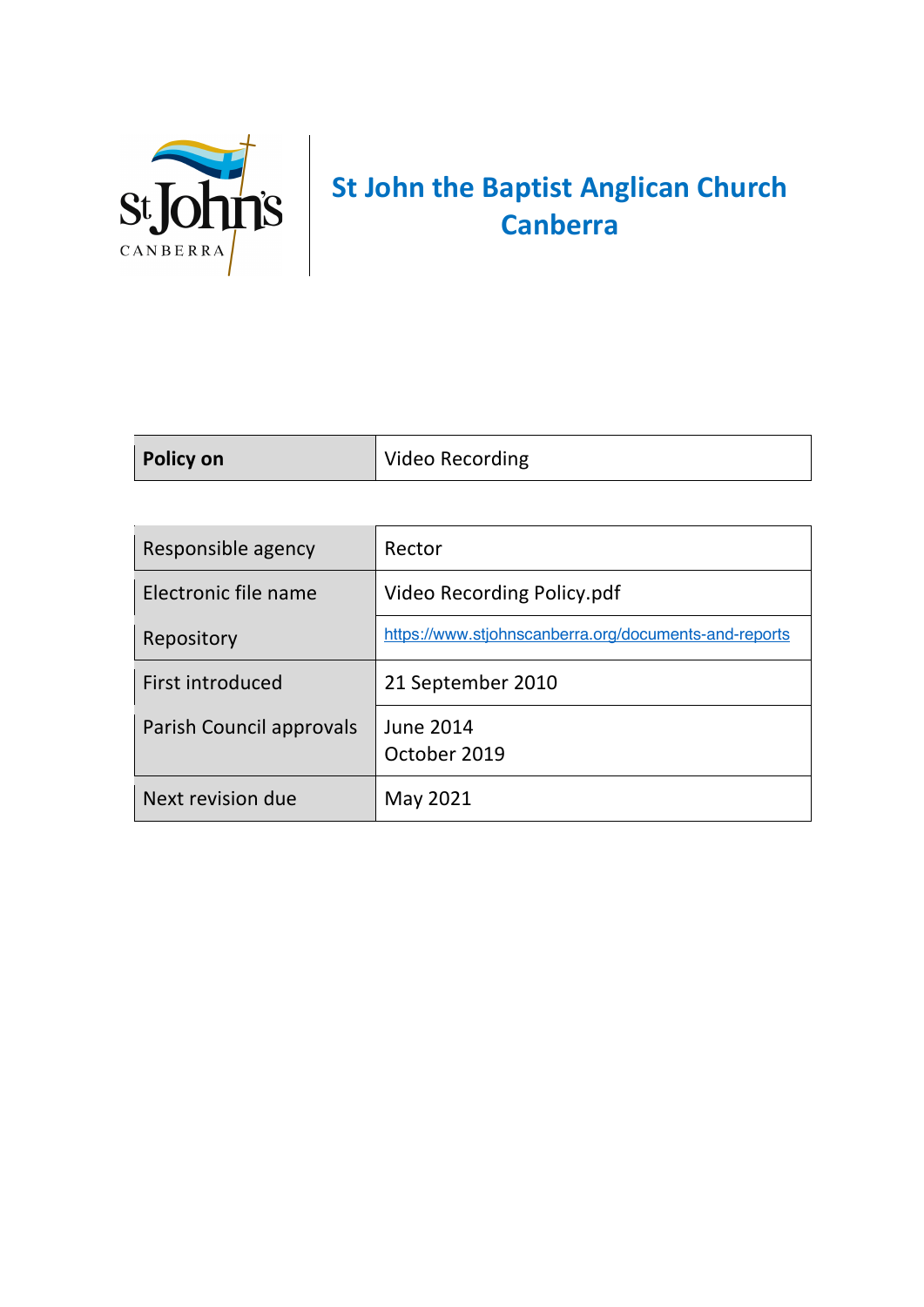# St John the Baptist Anglican Church Canberra

| Policy on | Video Recording |
|---|---|

| Responsible agency | Rector |
|---|---|
| Electronic file name | Video Recording Policy.pdf |
| Repository | https://www.stjohnscanberra.org/documents-and-reports |
| First introduced | 21 September 2010 |
| Parish Council approvals | June 2014<br>October 2019 |
| Next revision due | May 2021 |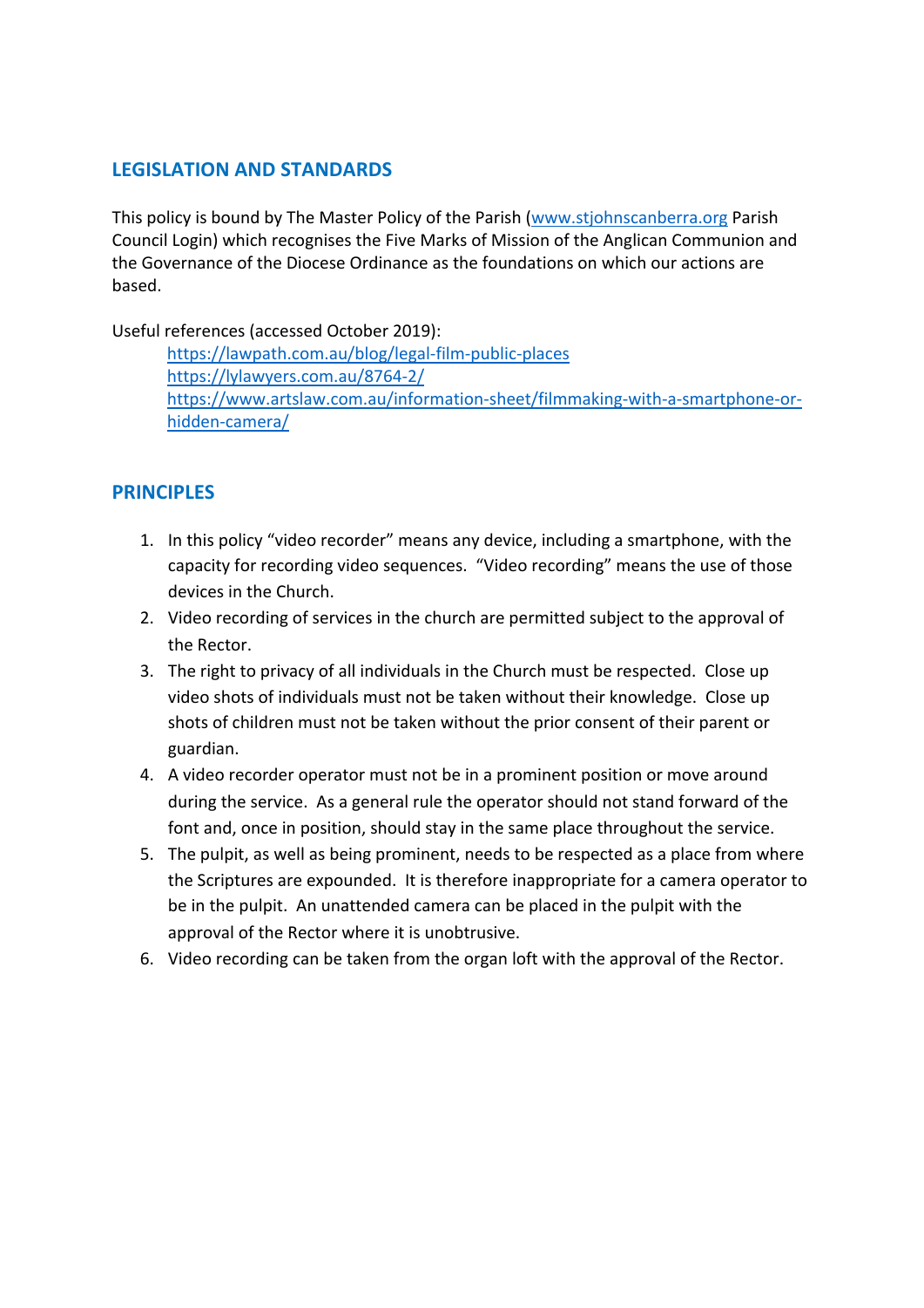## LEGISLATION AND STANDARDS

This policy is bound by The Master Policy of the Parish (www.stjohnscanberra.org Parish Council Login) which recognises the Five Marks of Mission of the Anglican Communion and the Governance of the Diocese Ordinance as the foundations on which our actions are based.

Useful references (accessed October 2019):

- https://lawpath.com.au/blog/legal-film-public-places
- https://lylawyers.com.au/8764-2/
- https://www.artslaw.com.au/information-sheet/filmmaking-with-a-smartphone-or-hidden-camera/

## PRINCIPLES

1. In this policy "video recorder" means any device, including a smartphone, with the capacity for recording video sequences. "Video recording" means the use of those devices in the Church.
2. Video recording of services in the church are permitted subject to the approval of the Rector.
3. The right to privacy of all individuals in the Church must be respected. Close up video shots of individuals must not be taken without their knowledge. Close up shots of children must not be taken without the prior consent of their parent or guardian.
4. A video recorder operator must not be in a prominent position or move around during the service. As a general rule the operator should not stand forward of the font and, once in position, should stay in the same place throughout the service.
5. The pulpit, as well as being prominent, needs to be respected as a place from where the Scriptures are expounded. It is therefore inappropriate for a camera operator to be in the pulpit. An unattended camera can be placed in the pulpit with the approval of the Rector where it is unobtrusive.
6. Video recording can be taken from the organ loft with the approval of the Rector.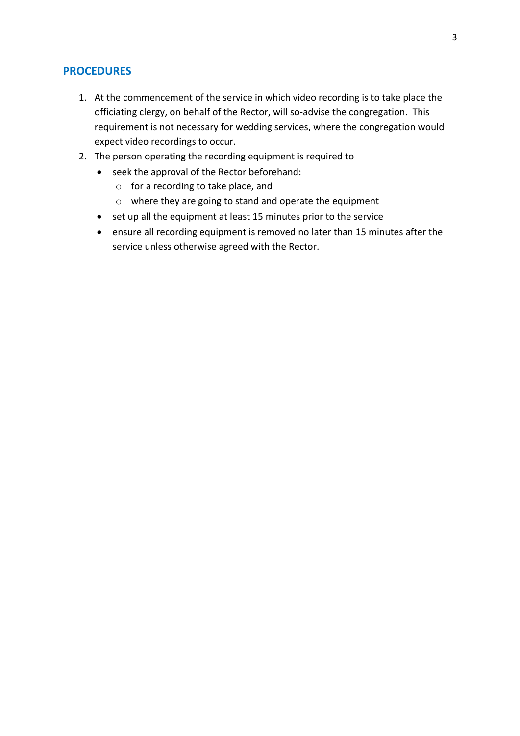## PROCEDURES

1. At the commencement of the service in which video recording is to take place the officiating clergy, on behalf of the Rector, will so-advise the congregation. This requirement is not necessary for wedding services, where the congregation would expect video recordings to occur.
2. The person operating the recording equipment is required to
   - seek the approval of the Rector beforehand:
     - for a recording to take place, and
     - where they are going to stand and operate the equipment
   - set up all the equipment at least 15 minutes prior to the service
   - ensure all recording equipment is removed no later than 15 minutes after the service unless otherwise agreed with the Rector.